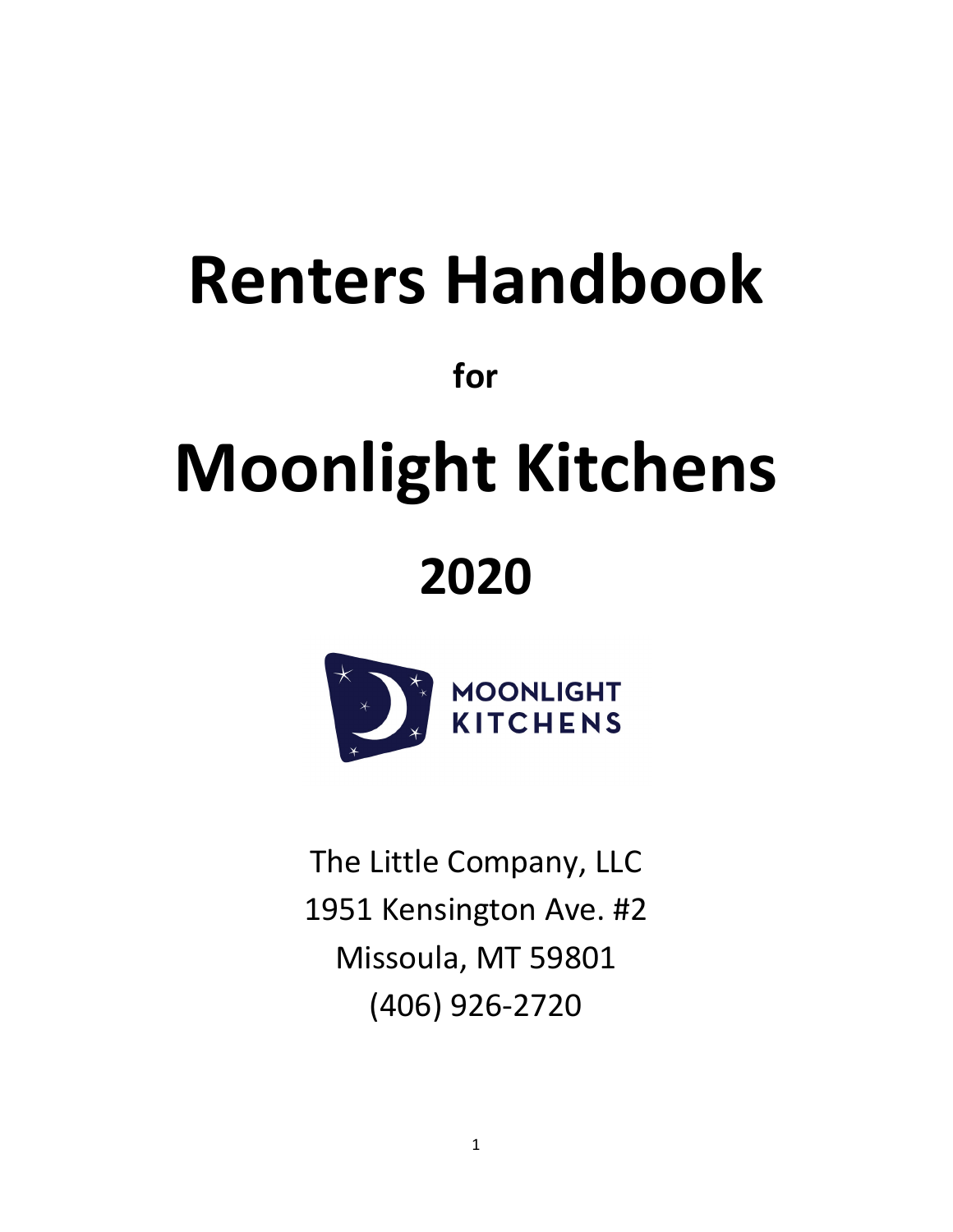# Renters Handbook

**for**

# Moonlight Kitchens

## 2020

MOONLIGHT KITCHENS

The Little Company, LLC
1951 Kensington Ave. #2
Missoula, MT 59801
(406) 926-2720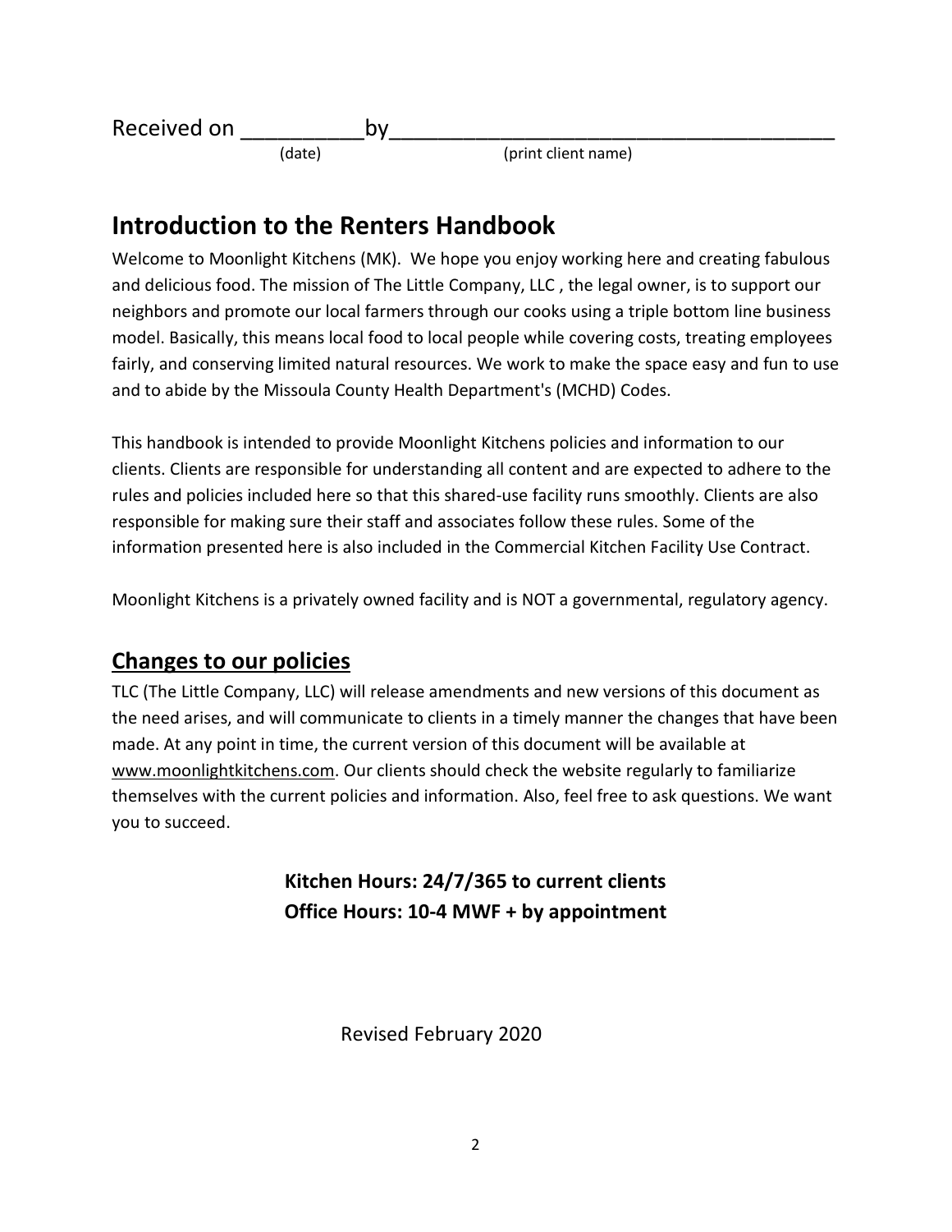Received on __________by______________________________________
(date) (print client name)

## Introduction to the Renters Handbook

Welcome to Moonlight Kitchens (MK). We hope you enjoy working here and creating fabulous and delicious food. The mission of The Little Company, LLC , the legal owner, is to support our neighbors and promote our local farmers through our cooks using a triple bottom line business model. Basically, this means local food to local people while covering costs, treating employees fairly, and conserving limited natural resources. We work to make the space easy and fun to use and to abide by the Missoula County Health Department's (MCHD) Codes.

This handbook is intended to provide Moonlight Kitchens policies and information to our clients. Clients are responsible for understanding all content and are expected to adhere to the rules and policies included here so that this shared-use facility runs smoothly. Clients are also responsible for making sure their staff and associates follow these rules. Some of the information presented here is also included in the Commercial Kitchen Facility Use Contract.

Moonlight Kitchens is a privately owned facility and is NOT a governmental, regulatory agency.

## Changes to our policies

TLC (The Little Company, LLC) will release amendments and new versions of this document as the need arises, and will communicate to clients in a timely manner the changes that have been made. At any point in time, the current version of this document will be available at www.moonlightkitchens.com. Our clients should check the website regularly to familiarize themselves with the current policies and information. Also, feel free to ask questions. We want you to succeed.

**Kitchen Hours: 24/7/365 to current clients**
**Office Hours: 10-4 MWF + by appointment**

Revised February 2020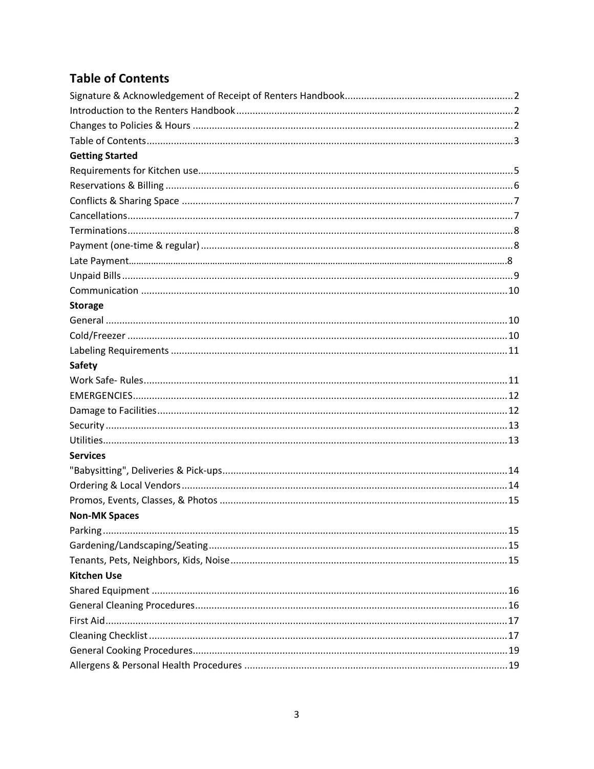## Table of Contents

Signature & Acknowledgement of Receipt of Renters Handbook .......... 2
Introduction to the Renters Handbook .......... 2
Changes to Policies & Hours .......... 2
Table of Contents .......... 3

**Getting Started**

Requirements for Kitchen use .......... 5
Reservations & Billing .......... 6
Conflicts & Sharing Space .......... 7
Cancellations .......... 7
Terminations .......... 8
Payment (one-time & regular) .......... 8
Late Payment .......... 8
Unpaid Bills .......... 9
Communication .......... 10

**Storage**

General .......... 10
Cold/Freezer .......... 10
Labeling Requirements .......... 11

**Safety**

Work Safe- Rules .......... 11
EMERGENCIES .......... 12
Damage to Facilities .......... 12
Security .......... 13
Utilities .......... 13

**Services**

"Babysitting", Deliveries & Pick-ups .......... 14
Ordering & Local Vendors .......... 14
Promos, Events, Classes, & Photos .......... 15

**Non-MK Spaces**

Parking .......... 15
Gardening/Landscaping/Seating .......... 15
Tenants, Pets, Neighbors, Kids, Noise .......... 15

**Kitchen Use**

Shared Equipment .......... 16
General Cleaning Procedures .......... 16
First Aid .......... 17
Cleaning Checklist .......... 17
General Cooking Procedures .......... 19
Allergens & Personal Health Procedures .......... 19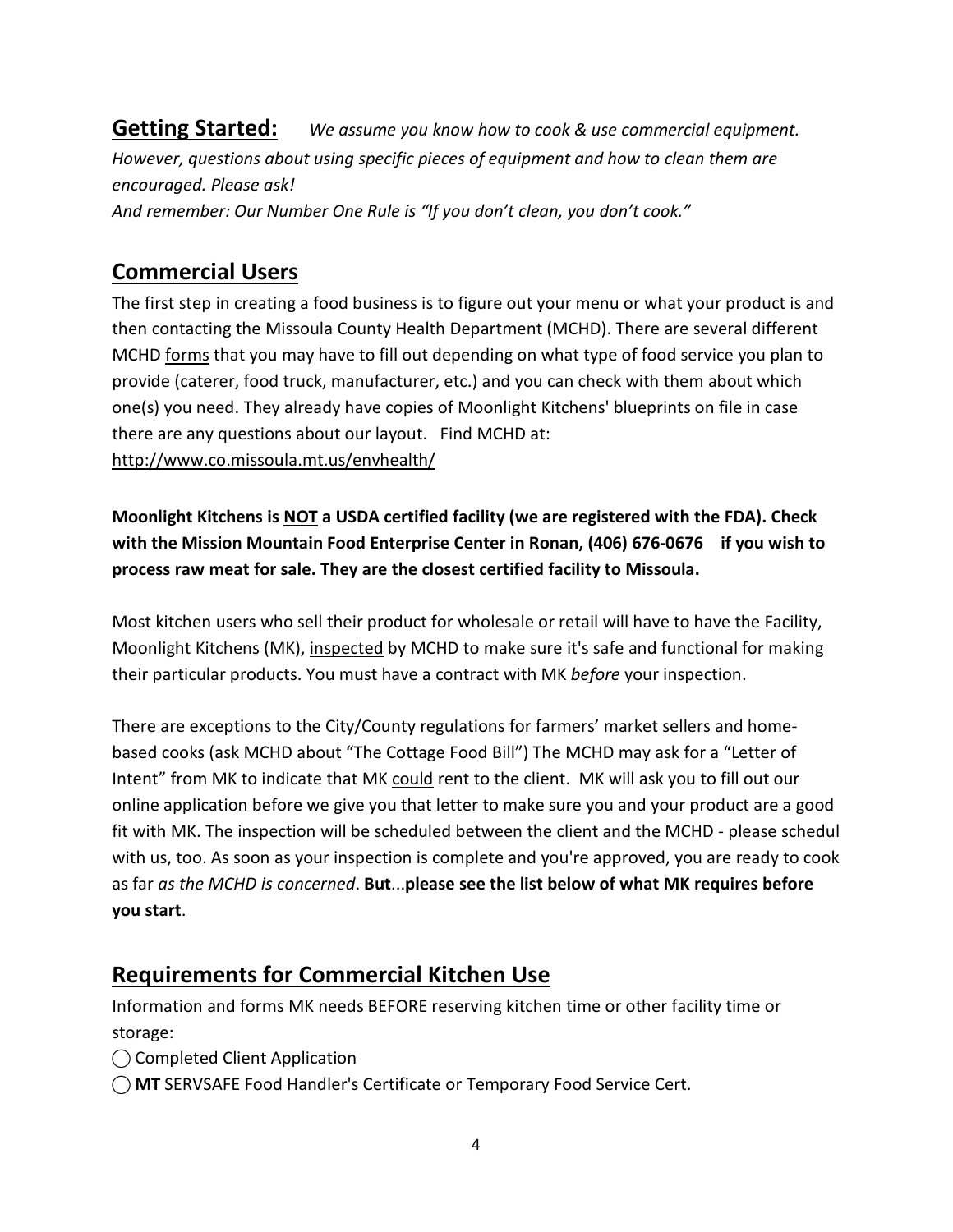**Getting Started:** *We assume you know how to cook & use commercial equipment. However, questions about using specific pieces of equipment and how to clean them are encouraged. Please ask!*
*And remember: Our Number One Rule is "If you don't clean, you don't cook."*

## Commercial Users

The first step in creating a food business is to figure out your menu or what your product is and then contacting the Missoula County Health Department (MCHD). There are several different MCHD forms that you may have to fill out depending on what type of food service you plan to provide (caterer, food truck, manufacturer, etc.) and you can check with them about which one(s) you need. They already have copies of Moonlight Kitchens' blueprints on file in case there are any questions about our layout. Find MCHD at: http://www.co.missoula.mt.us/envhealth/

**Moonlight Kitchens is NOT a USDA certified facility (we are registered with the FDA). Check with the Mission Mountain Food Enterprise Center in Ronan, (406) 676-0676 if you wish to process raw meat for sale. They are the closest certified facility to Missoula.**

Most kitchen users who sell their product for wholesale or retail will have to have the Facility, Moonlight Kitchens (MK), inspected by MCHD to make sure it's safe and functional for making their particular products. You must have a contract with MK *before* your inspection.

There are exceptions to the City/County regulations for farmers' market sellers and home-based cooks (ask MCHD about "The Cottage Food Bill") The MCHD may ask for a "Letter of Intent" from MK to indicate that MK could rent to the client. MK will ask you to fill out our online application before we give you that letter to make sure you and your product are a good fit with MK. The inspection will be scheduled between the client and the MCHD - please schedul with us, too. As soon as your inspection is complete and you're approved, you are ready to cook as far *as the MCHD is concerned*. **But**...**please see the list below of what MK requires before you start**.

## Requirements for Commercial Kitchen Use

Information and forms MK needs BEFORE reserving kitchen time or other facility time or storage:

◯ Completed Client Application

◯ **MT** SERVSAFE Food Handler's Certificate or Temporary Food Service Cert.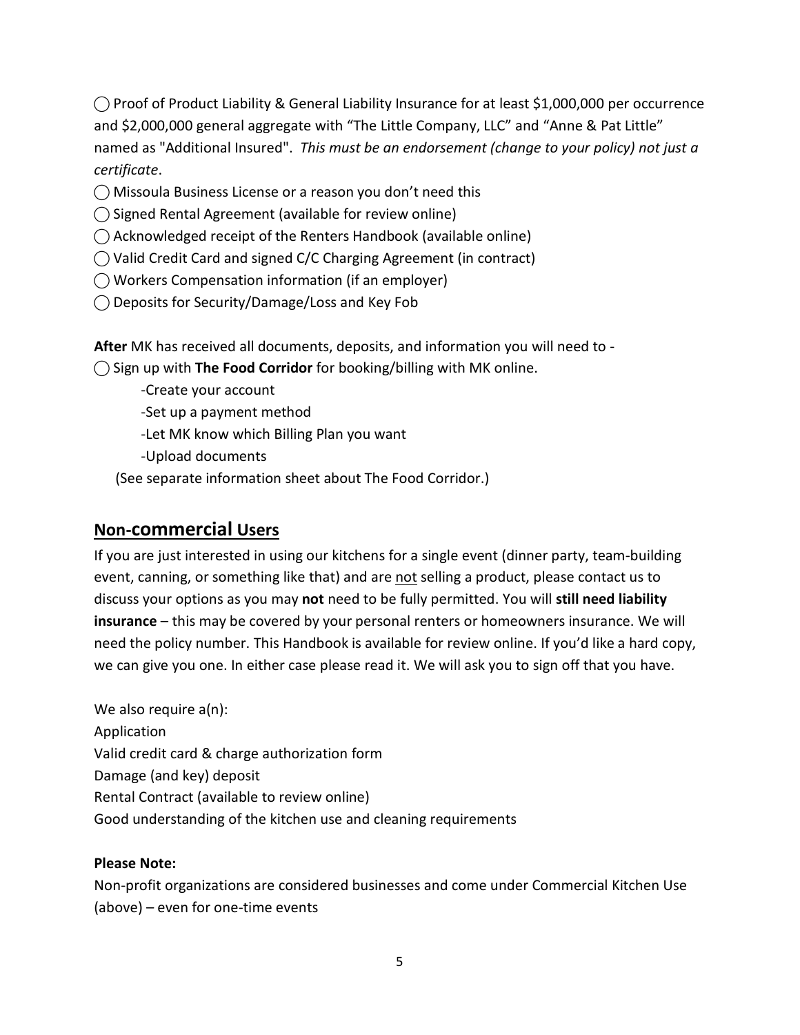◯ Proof of Product Liability & General Liability Insurance for at least $1,000,000 per occurrence and $2,000,000 general aggregate with "The Little Company, LLC" and "Anne & Pat Little" named as "Additional Insured". *This must be an endorsement (change to your policy) not just a certificate*.

◯ Missoula Business License or a reason you don't need this

◯ Signed Rental Agreement (available for review online)

◯ Acknowledged receipt of the Renters Handbook (available online)

◯ Valid Credit Card and signed C/C Charging Agreement (in contract)

◯ Workers Compensation information (if an employer)

◯ Deposits for Security/Damage/Loss and Key Fob

**After** MK has received all documents, deposits, and information you will need to -

◯ Sign up with **The Food Corridor** for booking/billing with MK online.

- -Create your account
- -Set up a payment method
- -Let MK know which Billing Plan you want
- -Upload documents

(See separate information sheet about The Food Corridor.)

## Non-commercial Users

If you are just interested in using our kitchens for a single event (dinner party, team-building event, canning, or something like that) and are not selling a product, please contact us to discuss your options as you may **not** need to be fully permitted. You will **still need liability insurance** – this may be covered by your personal renters or homeowners insurance. We will need the policy number. This Handbook is available for review online. If you'd like a hard copy, we can give you one. In either case please read it. We will ask you to sign off that you have.

We also require a(n):
Application
Valid credit card & charge authorization form
Damage (and key) deposit
Rental Contract (available to review online)
Good understanding of the kitchen use and cleaning requirements

**Please Note:**
Non-profit organizations are considered businesses and come under Commercial Kitchen Use (above) – even for one-time events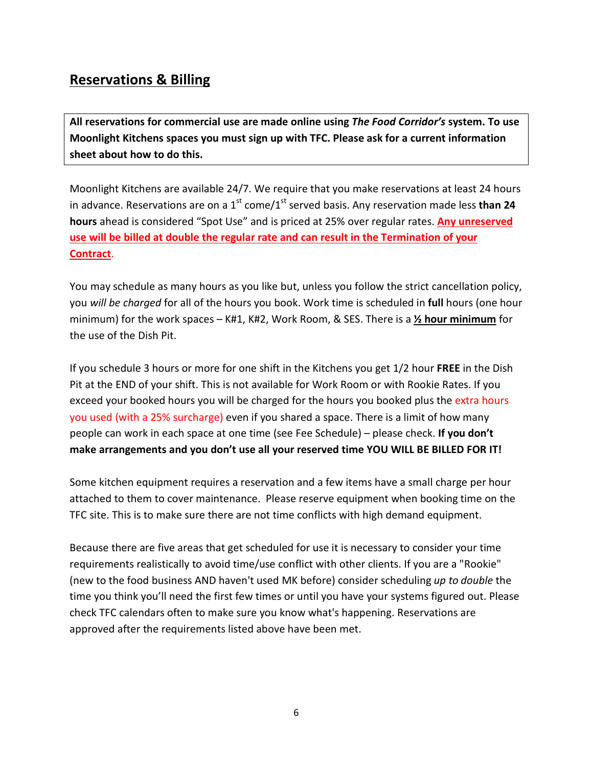## Reservations & Billing

**All reservations for commercial use are made online using *The Food Corridor's* system. To use Moonlight Kitchens spaces you must sign up with TFC. Please ask for a current information sheet about how to do this.**

Moonlight Kitchens are available 24/7. We require that you make reservations at least 24 hours in advance. Reservations are on a 1st come/1st served basis. Any reservation made less **than 24 hours** ahead is considered "Spot Use" and is priced at 25% over regular rates. **Any unreserved use will be billed at double the regular rate and can result in the Termination of your Contract**.

You may schedule as many hours as you like but, unless you follow the strict cancellation policy, you *will be charged* for all of the hours you book. Work time is scheduled in **full** hours (one hour minimum) for the work spaces – K#1, K#2, Work Room, & SES. There is a **½ hour minimum** for the use of the Dish Pit.

If you schedule 3 hours or more for one shift in the Kitchens you get 1/2 hour **FREE** in the Dish Pit at the END of your shift. This is not available for Work Room or with Rookie Rates. If you exceed your booked hours you will be charged for the hours you booked plus the extra hours you used (with a 25% surcharge) even if you shared a space. There is a limit of how many people can work in each space at one time (see Fee Schedule) – please check. **If you don't make arrangements and you don't use all your reserved time YOU WILL BE BILLED FOR IT!**

Some kitchen equipment requires a reservation and a few items have a small charge per hour attached to them to cover maintenance. Please reserve equipment when booking time on the TFC site. This is to make sure there are not time conflicts with high demand equipment.

Because there are five areas that get scheduled for use it is necessary to consider your time requirements realistically to avoid time/use conflict with other clients. If you are a "Rookie" (new to the food business AND haven't used MK before) consider scheduling *up to double* the time you think you'll need the first few times or until you have your systems figured out. Please check TFC calendars often to make sure you know what's happening. Reservations are approved after the requirements listed above have been met.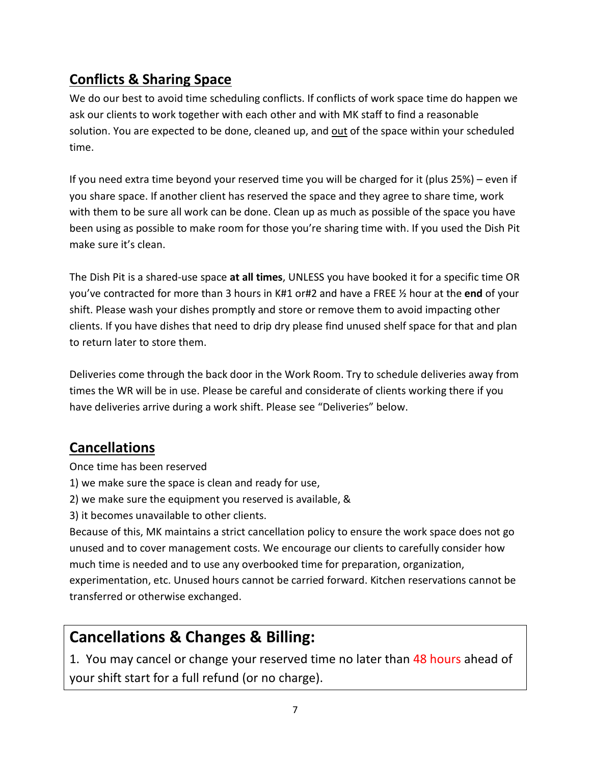## Conflicts & Sharing Space

We do our best to avoid time scheduling conflicts. If conflicts of work space time do happen we ask our clients to work together with each other and with MK staff to find a reasonable solution. You are expected to be done, cleaned up, and out of the space within your scheduled time.

If you need extra time beyond your reserved time you will be charged for it (plus 25%) – even if you share space. If another client has reserved the space and they agree to share time, work with them to be sure all work can be done. Clean up as much as possible of the space you have been using as possible to make room for those you're sharing time with. If you used the Dish Pit make sure it's clean.

The Dish Pit is a shared-use space **at all times**, UNLESS you have booked it for a specific time OR you've contracted for more than 3 hours in K#1 or#2 and have a FREE ½ hour at the **end** of your shift. Please wash your dishes promptly and store or remove them to avoid impacting other clients. If you have dishes that need to drip dry please find unused shelf space for that and plan to return later to store them.

Deliveries come through the back door in the Work Room. Try to schedule deliveries away from times the WR will be in use. Please be careful and considerate of clients working there if you have deliveries arrive during a work shift. Please see "Deliveries" below.

## Cancellations

Once time has been reserved
1) we make sure the space is clean and ready for use,
2) we make sure the equipment you reserved is available, &
3) it becomes unavailable to other clients.

Because of this, MK maintains a strict cancellation policy to ensure the work space does not go unused and to cover management costs. We encourage our clients to carefully consider how much time is needed and to use any overbooked time for preparation, organization, experimentation, etc. Unused hours cannot be carried forward. Kitchen reservations cannot be transferred or otherwise exchanged.

## Cancellations & Changes & Billing:

1. You may cancel or change your reserved time no later than 48 hours ahead of your shift start for a full refund (or no charge).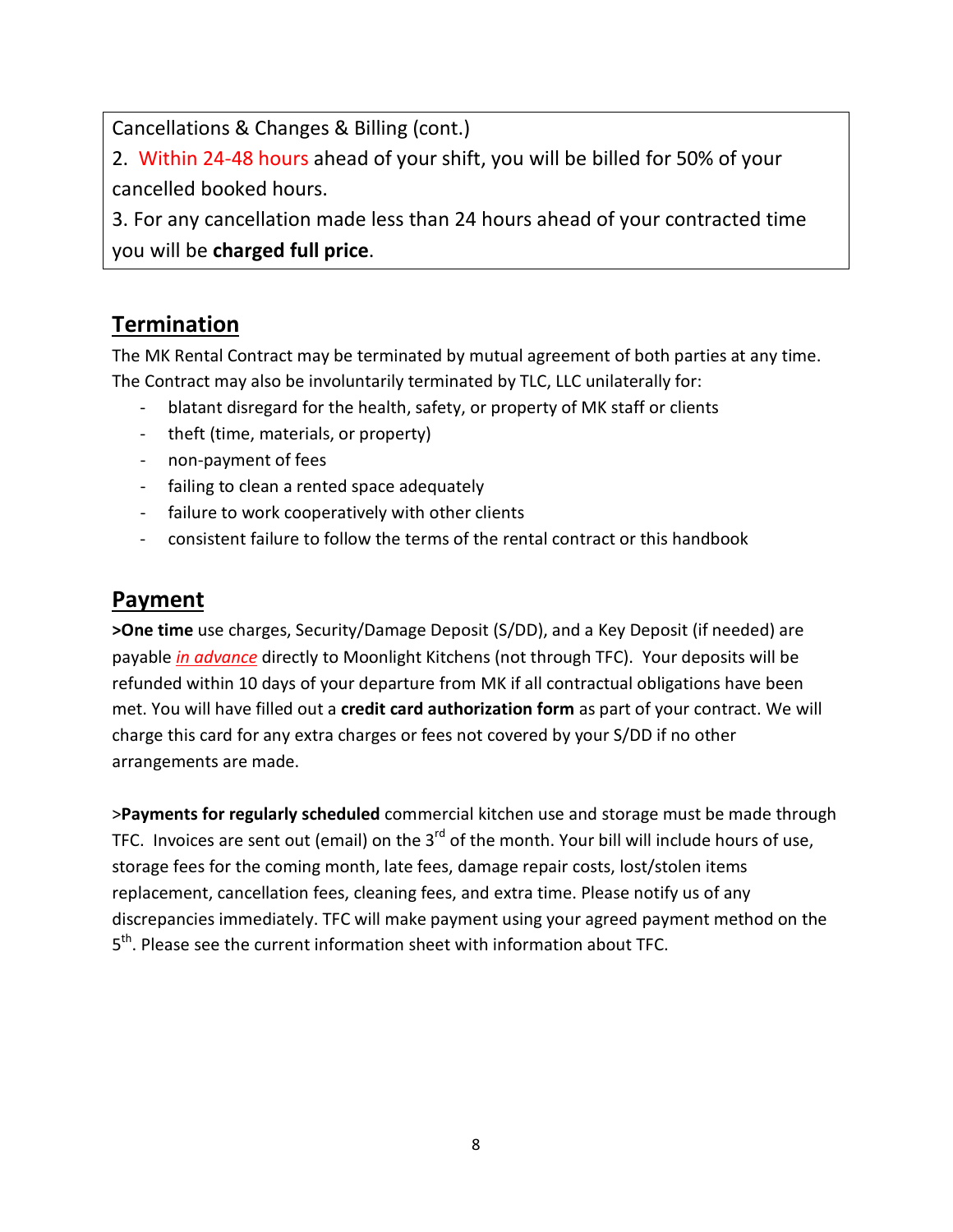Cancellations & Changes & Billing (cont.)

2. Within 24-48 hours ahead of your shift, you will be billed for 50% of your cancelled booked hours.

3. For any cancellation made less than 24 hours ahead of your contracted time you will be **charged full price**.

## Termination

The MK Rental Contract may be terminated by mutual agreement of both parties at any time. The Contract may also be involuntarily terminated by TLC, LLC unilaterally for:

- blatant disregard for the health, safety, or property of MK staff or clients
- theft (time, materials, or property)
- non-payment of fees
- failing to clean a rented space adequately
- failure to work cooperatively with other clients
- consistent failure to follow the terms of the rental contract or this handbook

## Payment

**>One time** use charges, Security/Damage Deposit (S/DD), and a Key Deposit (if needed) are payable ***in advance*** directly to Moonlight Kitchens (not through TFC). Your deposits will be refunded within 10 days of your departure from MK if all contractual obligations have been met. You will have filled out a **credit card authorization form** as part of your contract. We will charge this card for any extra charges or fees not covered by your S/DD if no other arrangements are made.

>**Payments for regularly scheduled** commercial kitchen use and storage must be made through TFC. Invoices are sent out (email) on the 3rd of the month. Your bill will include hours of use, storage fees for the coming month, late fees, damage repair costs, lost/stolen items replacement, cancellation fees, cleaning fees, and extra time. Please notify us of any discrepancies immediately. TFC will make payment using your agreed payment method on the 5th. Please see the current information sheet with information about TFC.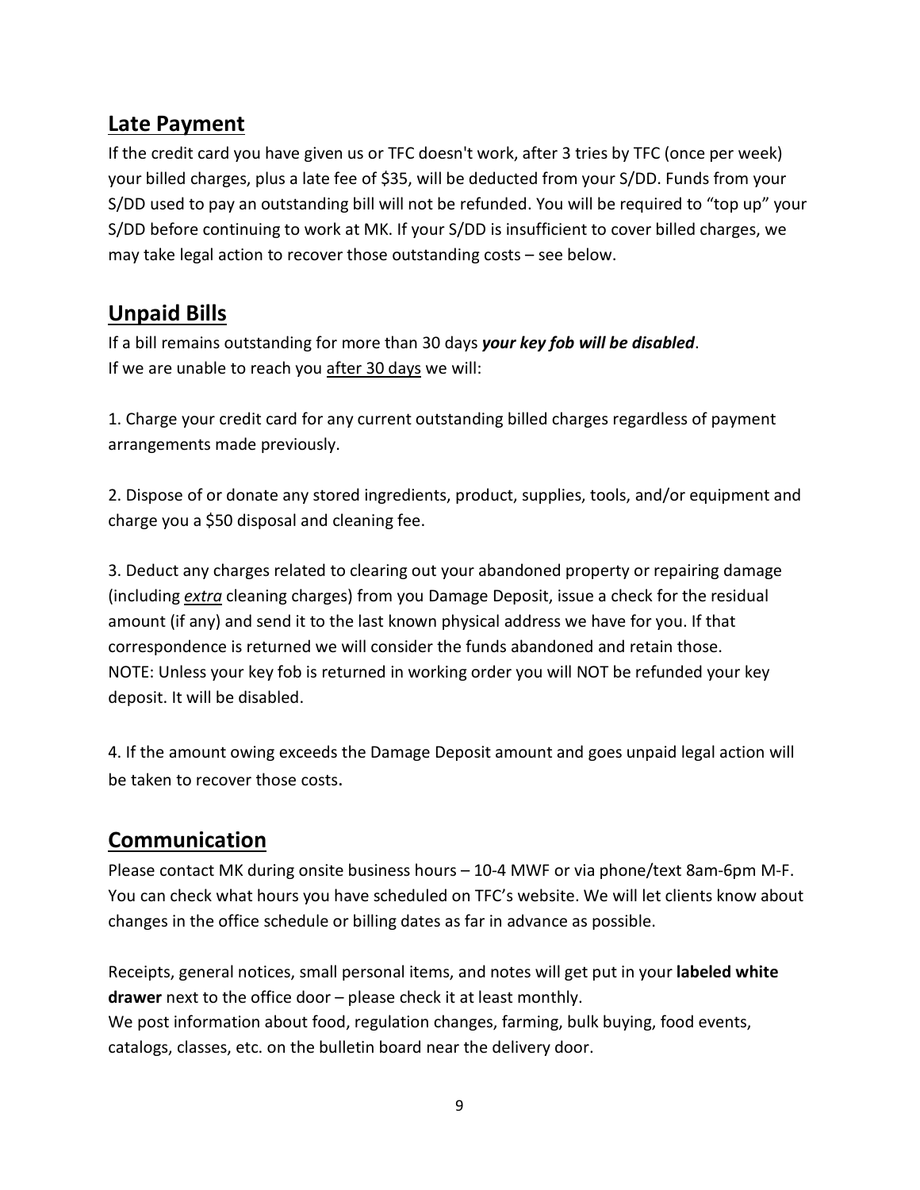## Late Payment

If the credit card you have given us or TFC doesn't work, after 3 tries by TFC (once per week) your billed charges, plus a late fee of $35, will be deducted from your S/DD. Funds from your S/DD used to pay an outstanding bill will not be refunded. You will be required to "top up" your S/DD before continuing to work at MK. If your S/DD is insufficient to cover billed charges, we may take legal action to recover those outstanding costs – see below.

## Unpaid Bills

If a bill remains outstanding for more than 30 days ***your key fob will be disabled***.
If we are unable to reach you after 30 days we will:

1. Charge your credit card for any current outstanding billed charges regardless of payment arrangements made previously.

2. Dispose of or donate any stored ingredients, product, supplies, tools, and/or equipment and charge you a $50 disposal and cleaning fee.

3. Deduct any charges related to clearing out your abandoned property or repairing damage (including *extra* cleaning charges) from you Damage Deposit, issue a check for the residual amount (if any) and send it to the last known physical address we have for you. If that correspondence is returned we will consider the funds abandoned and retain those.
NOTE: Unless your key fob is returned in working order you will NOT be refunded your key deposit. It will be disabled.

4. If the amount owing exceeds the Damage Deposit amount and goes unpaid legal action will be taken to recover those costs.

## Communication

Please contact MK during onsite business hours – 10-4 MWF or via phone/text 8am-6pm M-F. You can check what hours you have scheduled on TFC's website. We will let clients know about changes in the office schedule or billing dates as far in advance as possible.

Receipts, general notices, small personal items, and notes will get put in your **labeled white drawer** next to the office door – please check it at least monthly.
We post information about food, regulation changes, farming, bulk buying, food events, catalogs, classes, etc. on the bulletin board near the delivery door.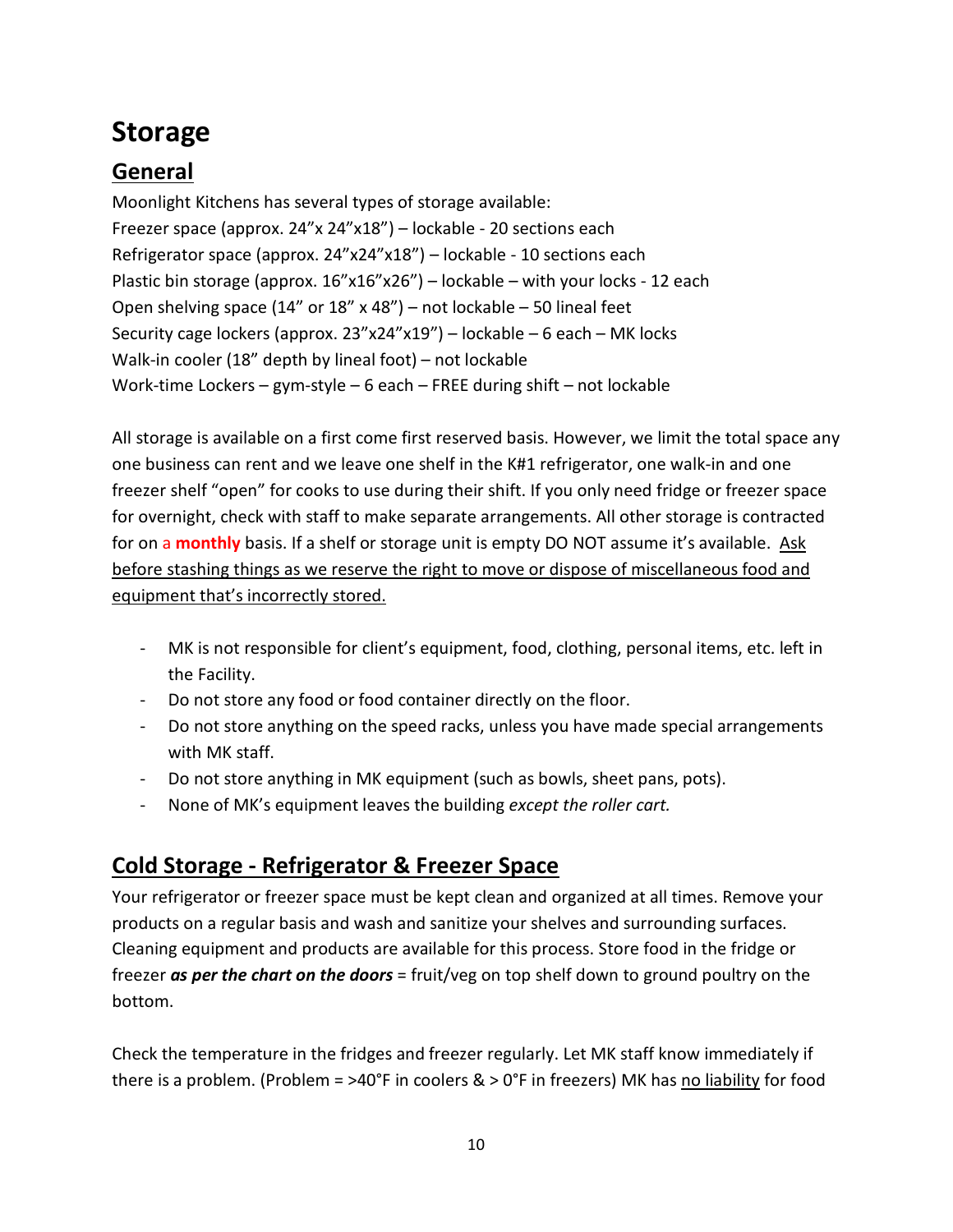# Storage

## General

Moonlight Kitchens has several types of storage available:
Freezer space (approx. 24"x 24"x18") – lockable - 20 sections each
Refrigerator space (approx. 24"x24"x18") – lockable - 10 sections each
Plastic bin storage (approx. 16"x16"x26") – lockable – with your locks - 12 each
Open shelving space (14" or 18" x 48") – not lockable – 50 lineal feet
Security cage lockers (approx. 23"x24"x19") – lockable – 6 each – MK locks
Walk-in cooler (18" depth by lineal foot) – not lockable
Work-time Lockers – gym-style – 6 each – FREE during shift – not lockable

All storage is available on a first come first reserved basis. However, we limit the total space any one business can rent and we leave one shelf in the K#1 refrigerator, one walk-in and one freezer shelf "open" for cooks to use during their shift. If you only need fridge or freezer space for overnight, check with staff to make separate arrangements. All other storage is contracted for on a **monthly** basis. If a shelf or storage unit is empty DO NOT assume it's available. Ask before stashing things as we reserve the right to move or dispose of miscellaneous food and equipment that's incorrectly stored.

- MK is not responsible for client's equipment, food, clothing, personal items, etc. left in the Facility.
- Do not store any food or food container directly on the floor.
- Do not store anything on the speed racks, unless you have made special arrangements with MK staff.
- Do not store anything in MK equipment (such as bowls, sheet pans, pots).
- None of MK's equipment leaves the building *except the roller cart.*

## Cold Storage - Refrigerator & Freezer Space

Your refrigerator or freezer space must be kept clean and organized at all times. Remove your products on a regular basis and wash and sanitize your shelves and surrounding surfaces. Cleaning equipment and products are available for this process. Store food in the fridge or freezer ***as per the chart on the doors*** = fruit/veg on top shelf down to ground poultry on the bottom.

Check the temperature in the fridges and freezer regularly. Let MK staff know immediately if there is a problem. (Problem = >40°F in coolers & > 0°F in freezers) MK has no liability for food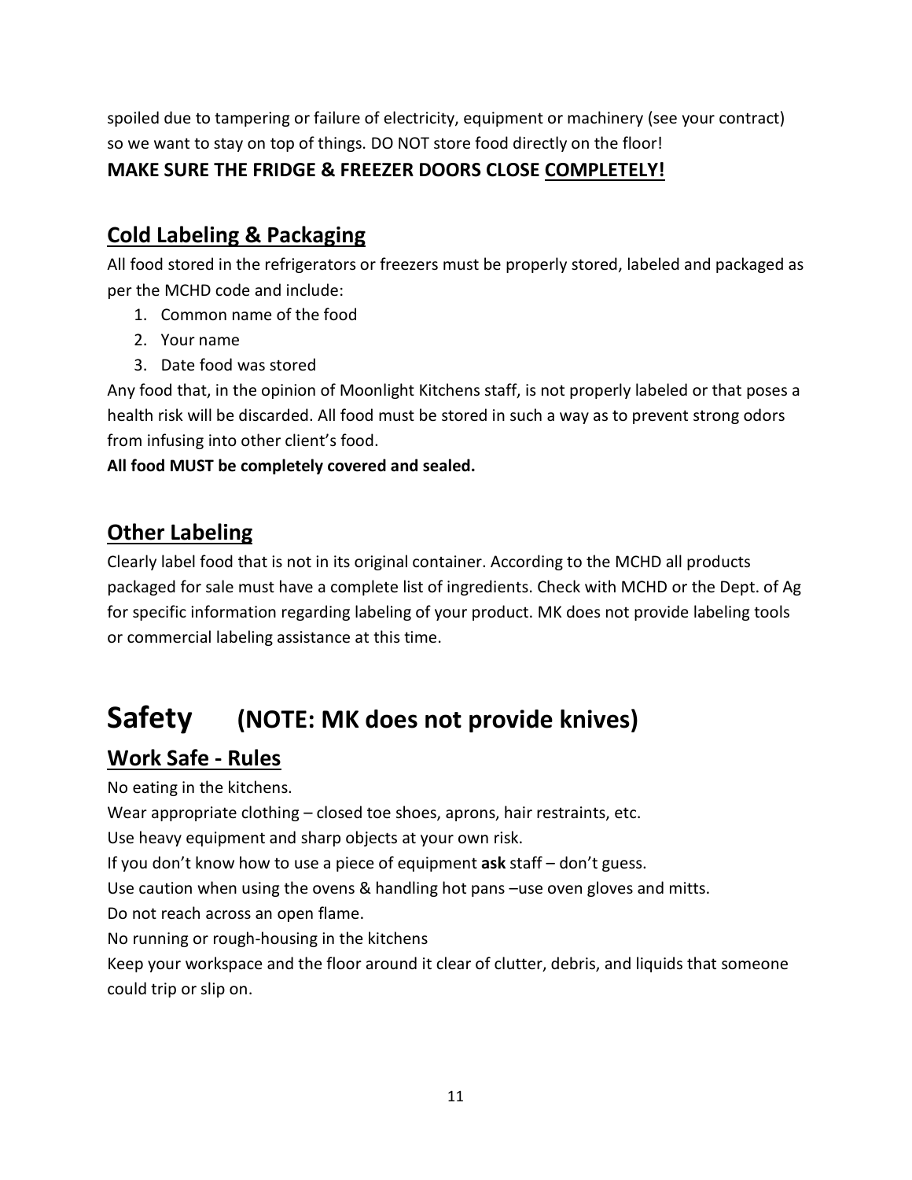spoiled due to tampering or failure of electricity, equipment or machinery (see your contract) so we want to stay on top of things. DO NOT store food directly on the floor!

**MAKE SURE THE FRIDGE & FREEZER DOORS CLOSE COMPLETELY!**

## Cold Labeling & Packaging

All food stored in the refrigerators or freezers must be properly stored, labeled and packaged as per the MCHD code and include:

1. Common name of the food
2. Your name
3. Date food was stored

Any food that, in the opinion of Moonlight Kitchens staff, is not properly labeled or that poses a health risk will be discarded. All food must be stored in such a way as to prevent strong odors from infusing into other client's food.

**All food MUST be completely covered and sealed.**

## Other Labeling

Clearly label food that is not in its original container. According to the MCHD all products packaged for sale must have a complete list of ingredients. Check with MCHD or the Dept. of Ag for specific information regarding labeling of your product. MK does not provide labeling tools or commercial labeling assistance at this time.

# Safety (NOTE: MK does not provide knives)

## Work Safe - Rules

No eating in the kitchens.

Wear appropriate clothing – closed toe shoes, aprons, hair restraints, etc.

Use heavy equipment and sharp objects at your own risk.

If you don't know how to use a piece of equipment **ask** staff – don't guess.

Use caution when using the ovens & handling hot pans –use oven gloves and mitts.

Do not reach across an open flame.

No running or rough-housing in the kitchens

Keep your workspace and the floor around it clear of clutter, debris, and liquids that someone could trip or slip on.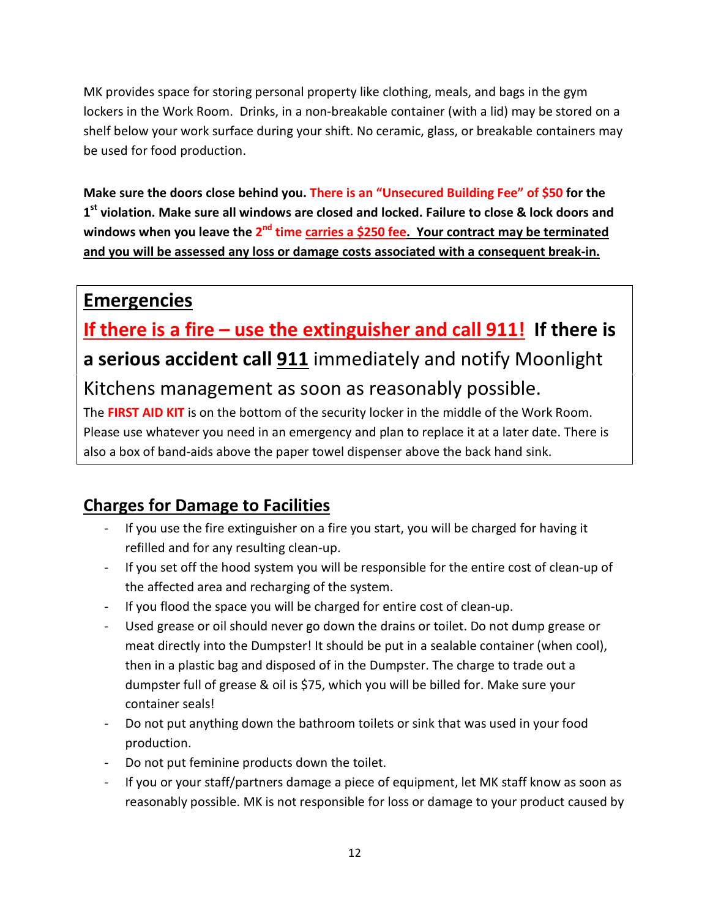MK provides space for storing personal property like clothing, meals, and bags in the gym lockers in the Work Room. Drinks, in a non-breakable container (with a lid) may be stored on a shelf below your work surface during your shift. No ceramic, glass, or breakable containers may be used for food production.

**Make sure the doors close behind you. There is an "Unsecured Building Fee" of $50 for the 1st violation. Make sure all windows are closed and locked. Failure to close & lock doors and windows when you leave the 2nd time carries a $250 fee. Your contract may be terminated and you will be assessed any loss or damage costs associated with a consequent break-in.**

## Emergencies

**If there is a fire – use the extinguisher and call 911! If there is a serious accident call 911** immediately and notify Moonlight Kitchens management as soon as reasonably possible.

The **FIRST AID KIT** is on the bottom of the security locker in the middle of the Work Room. Please use whatever you need in an emergency and plan to replace it at a later date. There is also a box of band-aids above the paper towel dispenser above the back hand sink.

## Charges for Damage to Facilities

- If you use the fire extinguisher on a fire you start, you will be charged for having it refilled and for any resulting clean-up.
- If you set off the hood system you will be responsible for the entire cost of clean-up of the affected area and recharging of the system.
- If you flood the space you will be charged for entire cost of clean-up.
- Used grease or oil should never go down the drains or toilet. Do not dump grease or meat directly into the Dumpster! It should be put in a sealable container (when cool), then in a plastic bag and disposed of in the Dumpster. The charge to trade out a dumpster full of grease & oil is $75, which you will be billed for. Make sure your container seals!
- Do not put anything down the bathroom toilets or sink that was used in your food production.
- Do not put feminine products down the toilet.
- If you or your staff/partners damage a piece of equipment, let MK staff know as soon as reasonably possible. MK is not responsible for loss or damage to your product caused by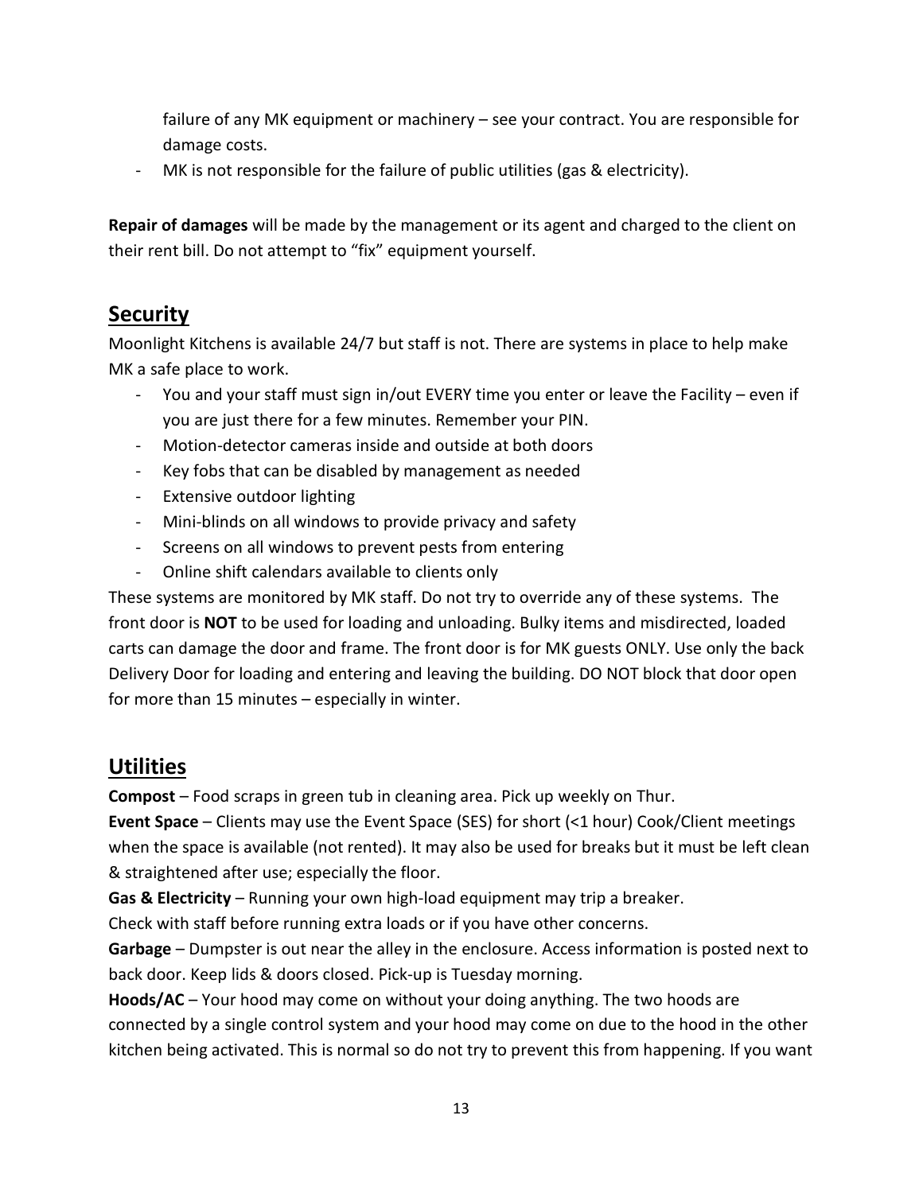failure of any MK equipment or machinery – see your contract. You are responsible for damage costs.

- MK is not responsible for the failure of public utilities (gas & electricity).

**Repair of damages** will be made by the management or its agent and charged to the client on their rent bill. Do not attempt to "fix" equipment yourself.

## Security

Moonlight Kitchens is available 24/7 but staff is not. There are systems in place to help make MK a safe place to work.

- You and your staff must sign in/out EVERY time you enter or leave the Facility – even if you are just there for a few minutes. Remember your PIN.
- Motion-detector cameras inside and outside at both doors
- Key fobs that can be disabled by management as needed
- Extensive outdoor lighting
- Mini-blinds on all windows to provide privacy and safety
- Screens on all windows to prevent pests from entering
- Online shift calendars available to clients only

These systems are monitored by MK staff. Do not try to override any of these systems. The front door is **NOT** to be used for loading and unloading. Bulky items and misdirected, loaded carts can damage the door and frame. The front door is for MK guests ONLY. Use only the back Delivery Door for loading and entering and leaving the building. DO NOT block that door open for more than 15 minutes – especially in winter.

## Utilities

**Compost** – Food scraps in green tub in cleaning area. Pick up weekly on Thur.

**Event Space** – Clients may use the Event Space (SES) for short (<1 hour) Cook/Client meetings when the space is available (not rented). It may also be used for breaks but it must be left clean & straightened after use; especially the floor.

**Gas & Electricity** – Running your own high-load equipment may trip a breaker.
Check with staff before running extra loads or if you have other concerns.

**Garbage** – Dumpster is out near the alley in the enclosure. Access information is posted next to back door. Keep lids & doors closed. Pick-up is Tuesday morning.

**Hoods/AC** – Your hood may come on without your doing anything. The two hoods are connected by a single control system and your hood may come on due to the hood in the other kitchen being activated. This is normal so do not try to prevent this from happening. If you want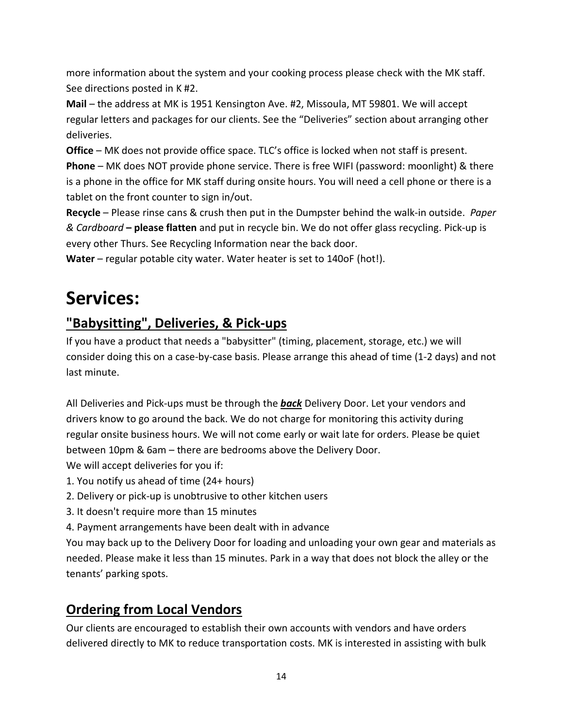more information about the system and your cooking process please check with the MK staff. See directions posted in K #2.

**Mail** – the address at MK is 1951 Kensington Ave. #2, Missoula, MT 59801. We will accept regular letters and packages for our clients. See the “Deliveries” section about arranging other deliveries.

**Office** – MK does not provide office space. TLC’s office is locked when not staff is present.

**Phone** – MK does NOT provide phone service. There is free WIFI (password: moonlight) & there is a phone in the office for MK staff during onsite hours. You will need a cell phone or there is a tablet on the front counter to sign in/out.

**Recycle** – Please rinse cans & crush then put in the Dumpster behind the walk-in outside. *Paper & Cardboard* **– please flatten** and put in recycle bin. We do not offer glass recycling. Pick-up is every other Thurs. See Recycling Information near the back door.

**Water** – regular potable city water. Water heater is set to 140oF (hot!).

# Services:

## "Babysitting", Deliveries, & Pick-ups

If you have a product that needs a "babysitter" (timing, placement, storage, etc.) we will consider doing this on a case-by-case basis. Please arrange this ahead of time (1-2 days) and not last minute.

All Deliveries and Pick-ups must be through the ***back*** Delivery Door. Let your vendors and drivers know to go around the back. We do not charge for monitoring this activity during regular onsite business hours. We will not come early or wait late for orders. Please be quiet between 10pm & 6am – there are bedrooms above the Delivery Door.

We will accept deliveries for you if:

1. You notify us ahead of time (24+ hours)
2. Delivery or pick-up is unobtrusive to other kitchen users
3. It doesn't require more than 15 minutes
4. Payment arrangements have been dealt with in advance

You may back up to the Delivery Door for loading and unloading your own gear and materials as needed. Please make it less than 15 minutes. Park in a way that does not block the alley or the tenants’ parking spots.

## Ordering from Local Vendors

Our clients are encouraged to establish their own accounts with vendors and have orders delivered directly to MK to reduce transportation costs. MK is interested in assisting with bulk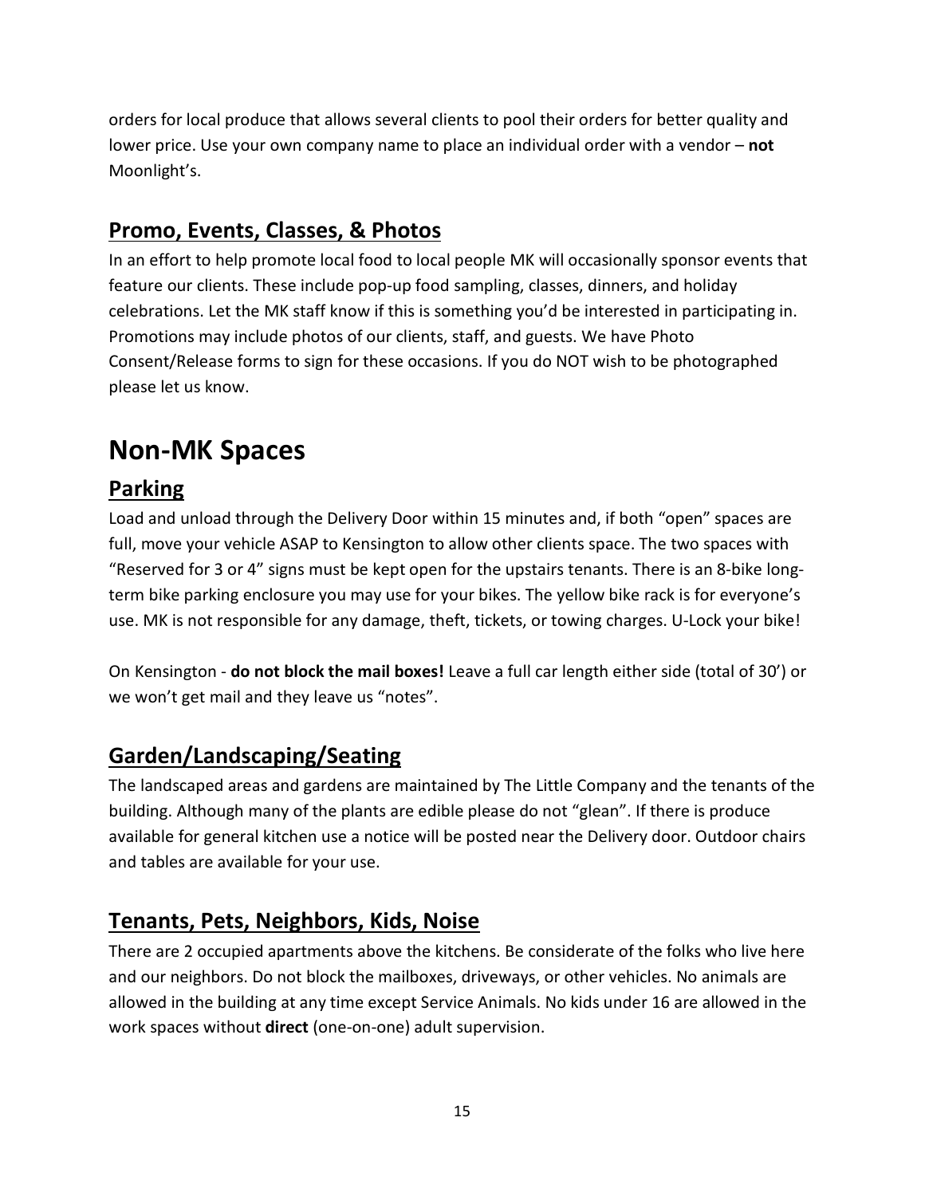orders for local produce that allows several clients to pool their orders for better quality and lower price. Use your own company name to place an individual order with a vendor – **not** Moonlight's.

## Promo, Events, Classes, & Photos

In an effort to help promote local food to local people MK will occasionally sponsor events that feature our clients. These include pop-up food sampling, classes, dinners, and holiday celebrations. Let the MK staff know if this is something you'd be interested in participating in. Promotions may include photos of our clients, staff, and guests. We have Photo Consent/Release forms to sign for these occasions. If you do NOT wish to be photographed please let us know.

# Non-MK Spaces

## Parking

Load and unload through the Delivery Door within 15 minutes and, if both "open" spaces are full, move your vehicle ASAP to Kensington to allow other clients space. The two spaces with "Reserved for 3 or 4" signs must be kept open for the upstairs tenants. There is an 8-bike long-term bike parking enclosure you may use for your bikes. The yellow bike rack is for everyone's use. MK is not responsible for any damage, theft, tickets, or towing charges. U-Lock your bike!

On Kensington - **do not block the mail boxes!** Leave a full car length either side (total of 30') or we won't get mail and they leave us "notes".

## Garden/Landscaping/Seating

The landscaped areas and gardens are maintained by The Little Company and the tenants of the building. Although many of the plants are edible please do not "glean". If there is produce available for general kitchen use a notice will be posted near the Delivery door. Outdoor chairs and tables are available for your use.

## Tenants, Pets, Neighbors, Kids, Noise

There are 2 occupied apartments above the kitchens. Be considerate of the folks who live here and our neighbors. Do not block the mailboxes, driveways, or other vehicles. No animals are allowed in the building at any time except Service Animals. No kids under 16 are allowed in the work spaces without **direct** (one-on-one) adult supervision.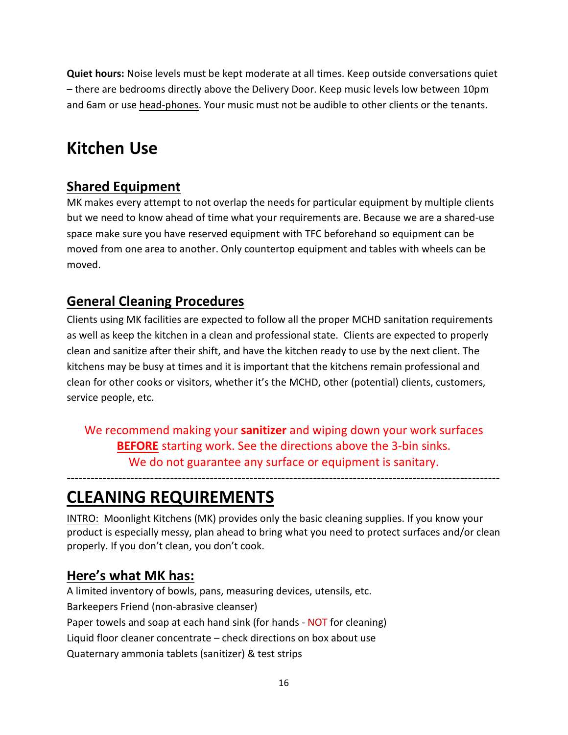**Quiet hours:** Noise levels must be kept moderate at all times. Keep outside conversations quiet – there are bedrooms directly above the Delivery Door. Keep music levels low between 10pm and 6am or use <u>head-phones</u>. Your music must not be audible to other clients or the tenants.

# Kitchen Use

## <u>Shared Equipment</u>

MK makes every attempt to not overlap the needs for particular equipment by multiple clients but we need to know ahead of time what your requirements are. Because we are a shared-use space make sure you have reserved equipment with TFC beforehand so equipment can be moved from one area to another. Only countertop equipment and tables with wheels can be moved.

## <u>General Cleaning Procedures</u>

Clients using MK facilities are expected to follow all the proper MCHD sanitation requirements as well as keep the kitchen in a clean and professional state. Clients are expected to properly clean and sanitize after their shift, and have the kitchen ready to use by the next client. The kitchens may be busy at times and it is important that the kitchens remain professional and clean for other cooks or visitors, whether it's the MCHD, other (potential) clients, customers, service people, etc.

We recommend making your **sanitizer** and wiping down your work surfaces **<u>BEFORE</u>** starting work. See the directions above the 3-bin sinks.
We do not guarantee any surface or equipment is sanitary.

---

# <u>CLEANING REQUIREMENTS</u>

<u>INTRO:</u> Moonlight Kitchens (MK) provides only the basic cleaning supplies. If you know your product is especially messy, plan ahead to bring what you need to protect surfaces and/or clean properly. If you don't clean, you don't cook.

## <u>Here's what MK has:</u>

A limited inventory of bowls, pans, measuring devices, utensils, etc.
Barkeepers Friend (non-abrasive cleanser)
Paper towels and soap at each hand sink (for hands - NOT for cleaning)
Liquid floor cleaner concentrate – check directions on box about use
Quaternary ammonia tablets (sanitizer) & test strips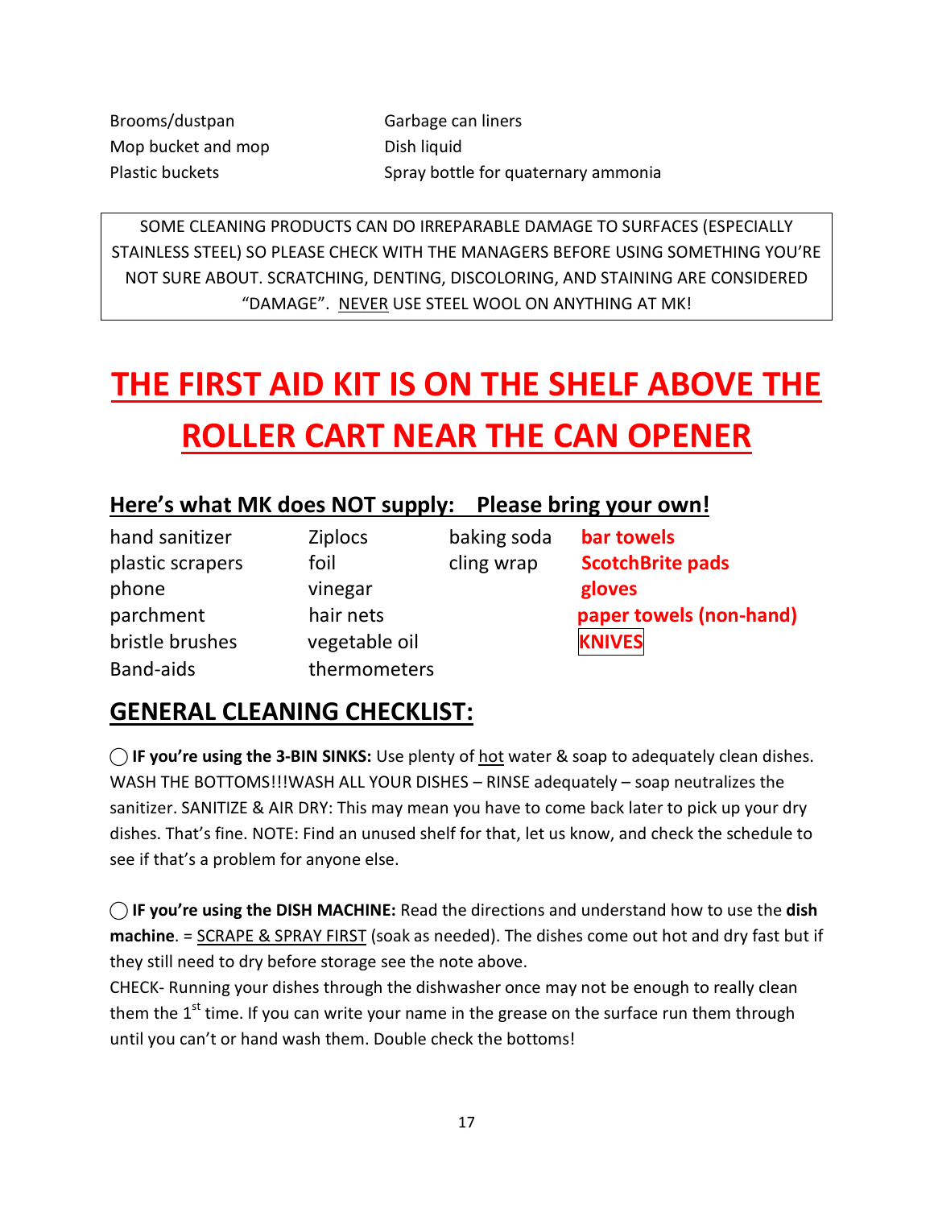| | |
|---|---|
| Brooms/dustpan | Garbage can liners |
| Mop bucket and mop | Dish liquid |
| Plastic buckets | Spray bottle for quaternary ammonia |

SOME CLEANING PRODUCTS CAN DO IRREPARABLE DAMAGE TO SURFACES (ESPECIALLY STAINLESS STEEL) SO PLEASE CHECK WITH THE MANAGERS BEFORE USING SOMETHING YOU'RE NOT SURE ABOUT. SCRATCHING, DENTING, DISCOLORING, AND STAINING ARE CONSIDERED "DAMAGE". NEVER USE STEEL WOOL ON ANYTHING AT MK!

# THE FIRST AID KIT IS ON THE SHELF ABOVE THE ROLLER CART NEAR THE CAN OPENER

## Here's what MK does NOT supply: Please bring your own!

| | | | |
|---|---|---|---|
| hand sanitizer | Ziplocs | baking soda | **bar towels** |
| plastic scrapers | foil | cling wrap | **ScotchBrite pads** |
| phone | vinegar | | **gloves** |
| parchment | hair nets | | **paper towels (non-hand)** |
| bristle brushes | vegetable oil | | **KNIVES** |
| Band-aids | thermometers | | |

## GENERAL CLEANING CHECKLIST:

◯ **IF you're using the 3-BIN SINKS:** Use plenty of hot water & soap to adequately clean dishes. WASH THE BOTTOMS!!!WASH ALL YOUR DISHES – RINSE adequately – soap neutralizes the sanitizer. SANITIZE & AIR DRY: This may mean you have to come back later to pick up your dry dishes. That's fine. NOTE: Find an unused shelf for that, let us know, and check the schedule to see if that's a problem for anyone else.

◯ **IF you're using the DISH MACHINE:** Read the directions and understand how to use the **dish machine**. = SCRAPE & SPRAY FIRST (soak as needed). The dishes come out hot and dry fast but if they still need to dry before storage see the note above.
CHECK- Running your dishes through the dishwasher once may not be enough to really clean them the 1st time. If you can write your name in the grease on the surface run them through until you can't or hand wash them. Double check the bottoms!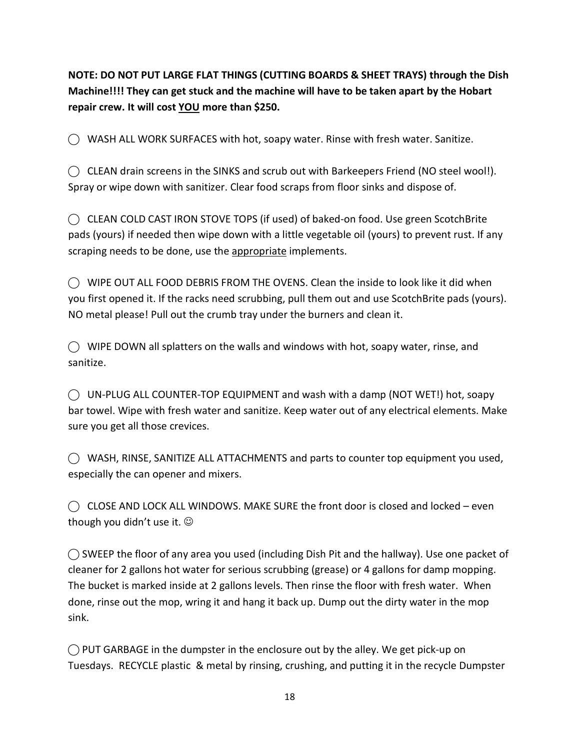**NOTE: DO NOT PUT LARGE FLAT THINGS (CUTTING BOARDS & SHEET TRAYS) through the Dish Machine!!!! They can get stuck and the machine will have to be taken apart by the Hobart repair crew. It will cost <u>YOU</u> more than $250.**

◯ WASH ALL WORK SURFACES with hot, soapy water. Rinse with fresh water. Sanitize.

◯ CLEAN drain screens in the SINKS and scrub out with Barkeepers Friend (NO steel wool!). Spray or wipe down with sanitizer. Clear food scraps from floor sinks and dispose of.

◯ CLEAN COLD CAST IRON STOVE TOPS (if used) of baked-on food. Use green ScotchBrite pads (yours) if needed then wipe down with a little vegetable oil (yours) to prevent rust. If any scraping needs to be done, use the <u>appropriate</u> implements.

◯ WIPE OUT ALL FOOD DEBRIS FROM THE OVENS. Clean the inside to look like it did when you first opened it. If the racks need scrubbing, pull them out and use ScotchBrite pads (yours). NO metal please! Pull out the crumb tray under the burners and clean it.

◯ WIPE DOWN all splatters on the walls and windows with hot, soapy water, rinse, and sanitize.

◯ UN-PLUG ALL COUNTER-TOP EQUIPMENT and wash with a damp (NOT WET!) hot, soapy bar towel. Wipe with fresh water and sanitize. Keep water out of any electrical elements. Make sure you get all those crevices.

◯ WASH, RINSE, SANITIZE ALL ATTACHMENTS and parts to counter top equipment you used, especially the can opener and mixers.

◯ CLOSE AND LOCK ALL WINDOWS. MAKE SURE the front door is closed and locked – even though you didn't use it. ☺

◯ SWEEP the floor of any area you used (including Dish Pit and the hallway). Use one packet of cleaner for 2 gallons hot water for serious scrubbing (grease) or 4 gallons for damp mopping. The bucket is marked inside at 2 gallons levels. Then rinse the floor with fresh water. When done, rinse out the mop, wring it and hang it back up. Dump out the dirty water in the mop sink.

◯ PUT GARBAGE in the dumpster in the enclosure out by the alley. We get pick-up on Tuesdays. RECYCLE plastic & metal by rinsing, crushing, and putting it in the recycle Dumpster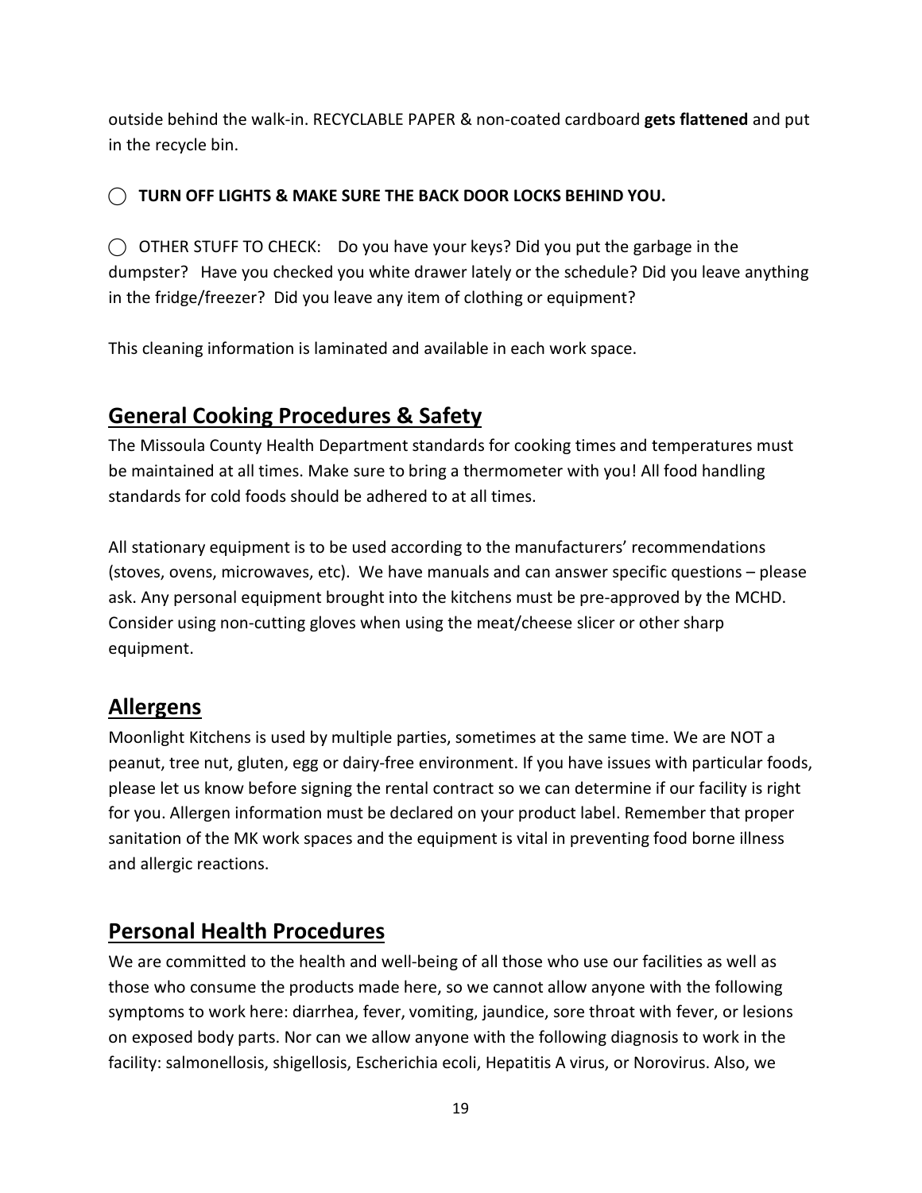outside behind the walk-in. RECYCLABLE PAPER & non-coated cardboard **gets flattened** and put in the recycle bin.

◯ **TURN OFF LIGHTS & MAKE SURE THE BACK DOOR LOCKS BEHIND YOU.**

◯ OTHER STUFF TO CHECK: Do you have your keys? Did you put the garbage in the dumpster? Have you checked you white drawer lately or the schedule? Did you leave anything in the fridge/freezer? Did you leave any item of clothing or equipment?

This cleaning information is laminated and available in each work space.

## General Cooking Procedures & Safety

The Missoula County Health Department standards for cooking times and temperatures must be maintained at all times. Make sure to bring a thermometer with you! All food handling standards for cold foods should be adhered to at all times.

All stationary equipment is to be used according to the manufacturers' recommendations (stoves, ovens, microwaves, etc). We have manuals and can answer specific questions – please ask. Any personal equipment brought into the kitchens must be pre-approved by the MCHD. Consider using non-cutting gloves when using the meat/cheese slicer or other sharp equipment.

## Allergens

Moonlight Kitchens is used by multiple parties, sometimes at the same time. We are NOT a peanut, tree nut, gluten, egg or dairy-free environment. If you have issues with particular foods, please let us know before signing the rental contract so we can determine if our facility is right for you. Allergen information must be declared on your product label. Remember that proper sanitation of the MK work spaces and the equipment is vital in preventing food borne illness and allergic reactions.

## Personal Health Procedures

We are committed to the health and well-being of all those who use our facilities as well as those who consume the products made here, so we cannot allow anyone with the following symptoms to work here: diarrhea, fever, vomiting, jaundice, sore throat with fever, or lesions on exposed body parts. Nor can we allow anyone with the following diagnosis to work in the facility: salmonellosis, shigellosis, Escherichia ecoli, Hepatitis A virus, or Norovirus. Also, we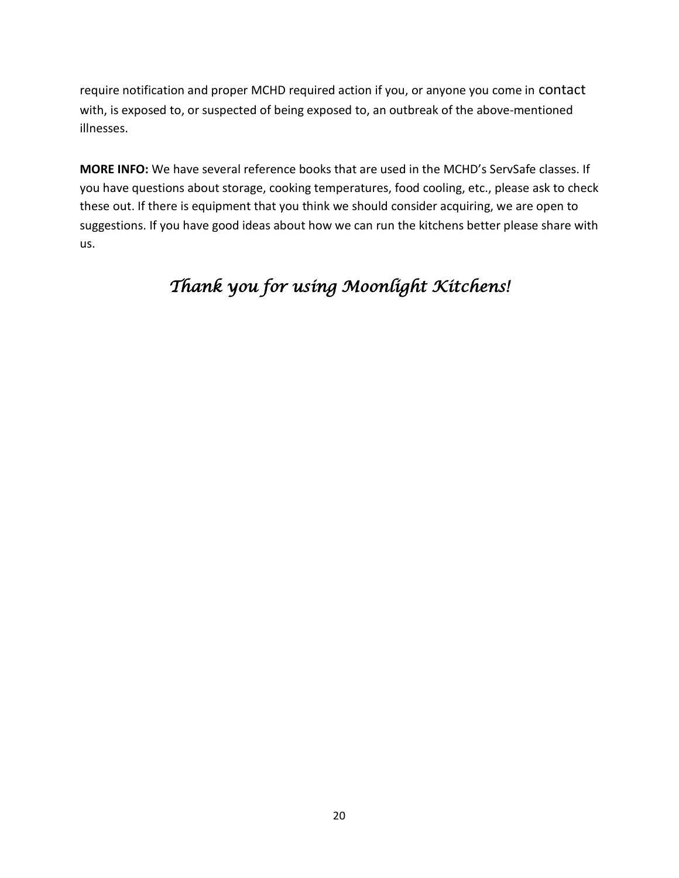require notification and proper MCHD required action if you, or anyone you come in contact with, is exposed to, or suspected of being exposed to, an outbreak of the above-mentioned illnesses.

**MORE INFO:** We have several reference books that are used in the MCHD's ServSafe classes. If you have questions about storage, cooking temperatures, food cooling, etc., please ask to check these out. If there is equipment that you think we should consider acquiring, we are open to suggestions. If you have good ideas about how we can run the kitchens better please share with us.

*Thank you for using Moonlight Kitchens!*